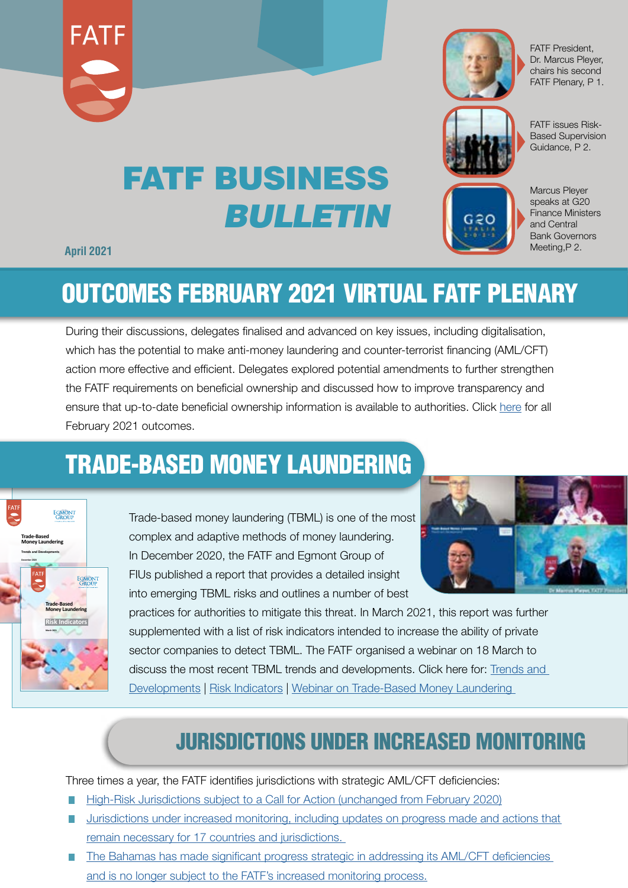FATF

# FATF BUSINESS *BULLETIN*

April 2021

FATF President, Dr. Marcus Pleyer, chairs his second FATF Plenary, P 1.

FATF issues Risk-Based Supervision Guidance, P 2.

Marcus Pleyer speaks at G20 Finance Ministers and Central Bank Governors Meeting,P 2.

## OUTCOMES FEBRUARY 2021 VIRTUAL FATF PLENARY

During their discussions, delegates finalised and advanced on key issues, including digitalisation, which has the potential to make anti-money laundering and counter-terrorist financing (AML/CFT) action more effective and efficient. Delegates explored potential amendments to further strengthen the FATF requirements on beneficial ownership and discussed how to improve transparency and ensure that up-to-date beneficial ownership information is available to authorities. Click here for all February 2021 outcomes.

## TRADE-BASED MONEY LAUNDERING

Trade-based money laundering (TBML) is one of the most complex and adaptive methods of money laundering. In December 2020, the FATF and Egmont Group of FIUs published a report that provides a detailed insight into emerging TBML risks and outlines a number of best practices for authorities to mitigate this threat. In March 2021, this report was further supplemented with a list of risk indicators intended to increase the ability of private sector companies to detect TBML. The FATF organised a webinar on 18 March to discuss the most recent TBML trends and developments. Click here for: Trends and Developments | Risk Indicators | Webinar on Trade-Based Money Laundering

## JURISDICTIONS UNDER INCREASED MONITORING

Three times a year, the FATF identifies jurisdictions with strategic AML/CFT deficiencies:

- High-Risk Jurisdictions subject to a Call for Action (unchanged from February 2020)
- Jurisdictions under increased monitoring, including updates on progress made and actions that remain necessary for 17 countries and jurisdictions.
- The Bahamas has made significant progress strategic in addressing its AML/CFT deficiencies and is no longer subject to the FATF's increased monitoring process.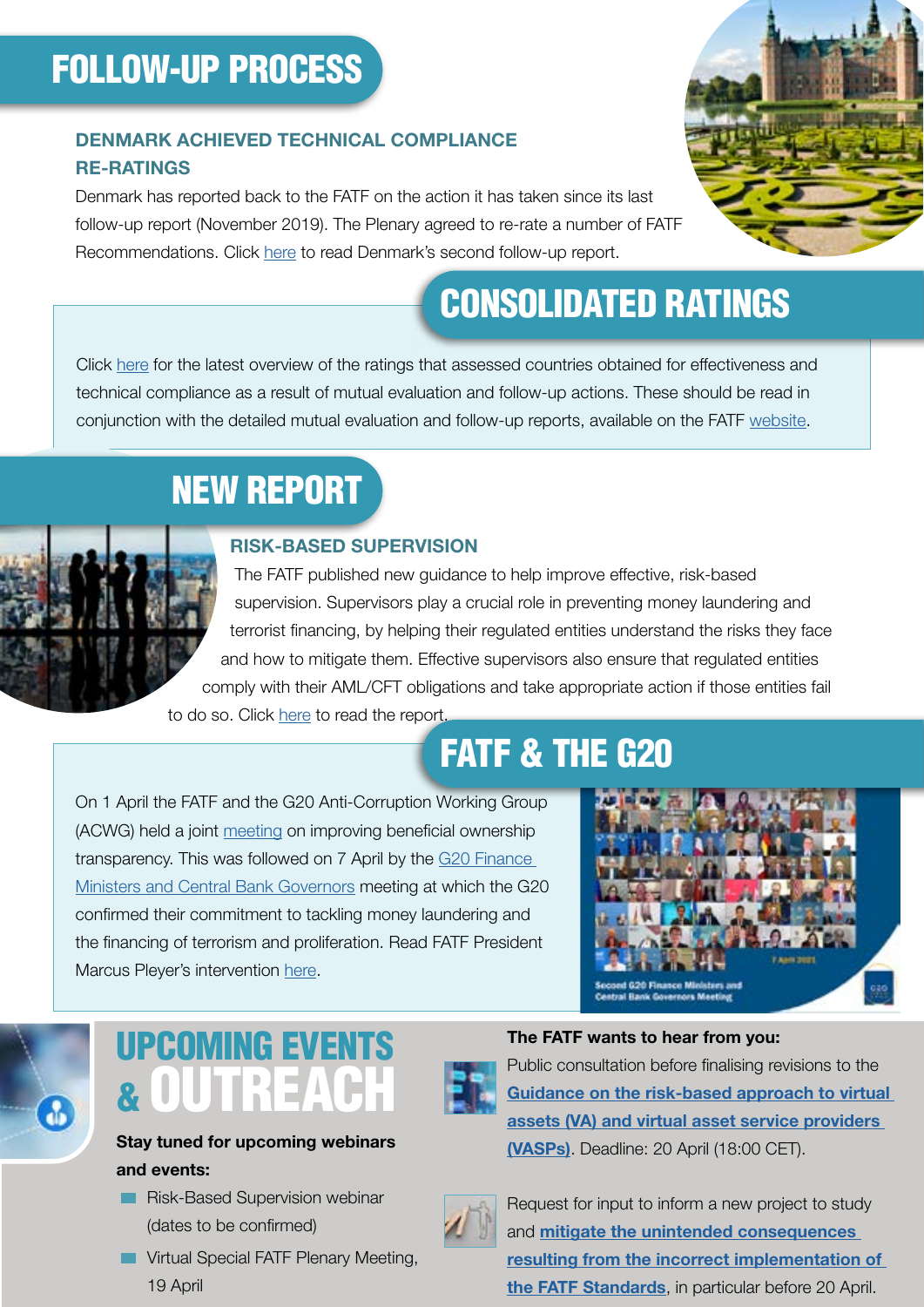# FOLLOW-UP PROCESS

### DENMARK ACHIEVED TECHNICAL COMPLIANCE RE-RATINGS

Denmark has reported back to the FATF on the action it has taken since its last follow-up report (November 2019). The Plenary agreed to re-rate a number of FATF Recommendations. Click here to read Denmark's second follow-up report.

# CONSOLIDATED RATINGS

Click here for the latest overview of the ratings that assessed countries obtained for effectiveness and technical compliance as a result of mutual evaluation and follow-up actions. These should be read in conjunction with the detailed mutual evaluation and follow-up reports, available on the FATF website.

# NEW REPORT

### RISK-BASED SUPERVISION

The FATF published new guidance to help improve effective, risk-based supervision. Supervisors play a crucial role in preventing money laundering and terrorist financing, by helping their regulated entities understand the risks they face and how to mitigate them. Effective supervisors also ensure that regulated entities comply with their AML/CFT obligations and take appropriate action if those entities fail to do so. Click here to read the report.

# FATF & THE G20

On 1 April the FATF and the G20 Anti-Corruption Working Group (ACWG) held a joint meeting on improving beneficial ownership transparency. This was followed on 7 April by the G20 Finance Ministers and Central Bank Governors meeting at which the G20 confirmed their commitment to tackling money laundering and the financing of terrorism and proliferation. Read FATF President Marcus Pleyer's intervention here.

# UPCOMING EVENTS & OUTREACH

**Stay tuned for upcoming webinars and events:**

- Risk-Based Supervision webinar (dates to be confirmed)
- Virtual Special FATF Plenary Meeting, 19 April

**The FATF wants to hear from you:**

Public consultation before finalising revisions to the **Guidance on the risk-based approach to virtual assets (VA) and virtual asset service providers (VASPs)**. Deadline: 20 April (18:00 CET).

Request for input to inform a new project to study and **mitigate the unintended consequences resulting from the incorrect implementation of the FATF Standards**, in particular before 20 April.